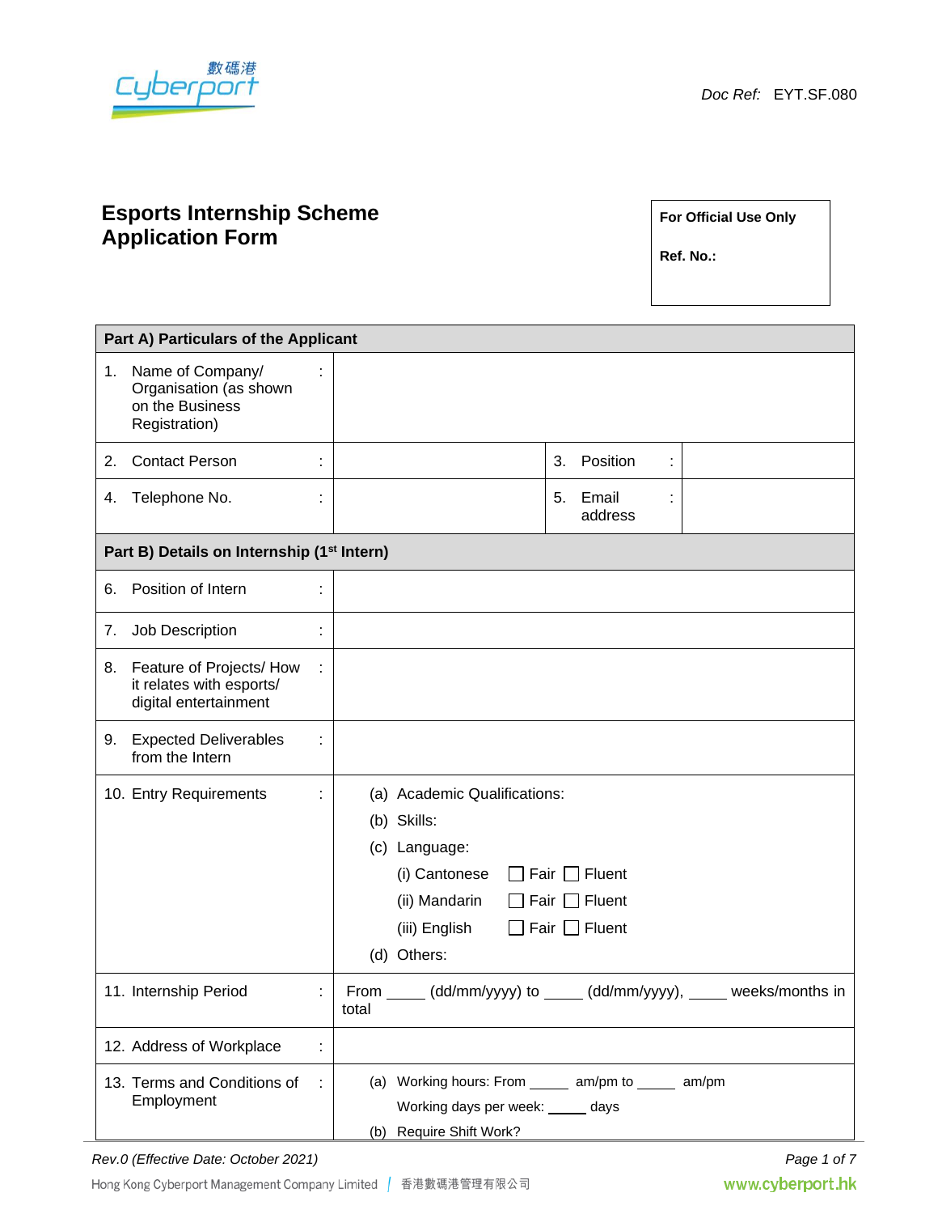Doc Ref: EYT.SF.080

# Esports Internship Scheme Application Form

| For Official Use Only |
|---|
| Ref. No.: |

| Part A) Particulars of the Applicant | | | |
|---|---|---|---|
| 1. Name of Company/ Organisation (as shown on the Business Registration) : | | | |
| 2. Contact Person : | | 3. Position : | |
| 4. Telephone No. : | | 5. Email address : | |

| Part B) Details on Internship (1st Intern) | |
|---|---|
| 6. Position of Intern : | |
| 7. Job Description : | |
| 8. Feature of Projects/ How it relates with esports/ digital entertainment : | |
| 9. Expected Deliverables from the Intern : | |
| 10. Entry Requirements : | (a) Academic Qualifications:<br>(b) Skills:<br>(c) Language:<br>(i) Cantonese ☐ Fair ☐ Fluent<br>(ii) Mandarin ☐ Fair ☐ Fluent<br>(iii) English ☐ Fair ☐ Fluent<br>(d) Others: |
| 11. Internship Period : | From ____ (dd/mm/yyyy) to ____ (dd/mm/yyyy), ____ weeks/months in total |
| 12. Address of Workplace : | |
| 13. Terms and Conditions of Employment : | (a) Working hours: From _____ am/pm to _____ am/pm<br>Working days per week: _____ days<br>(b) Require Shift Work? |

Rev.0 (Effective Date: October 2021)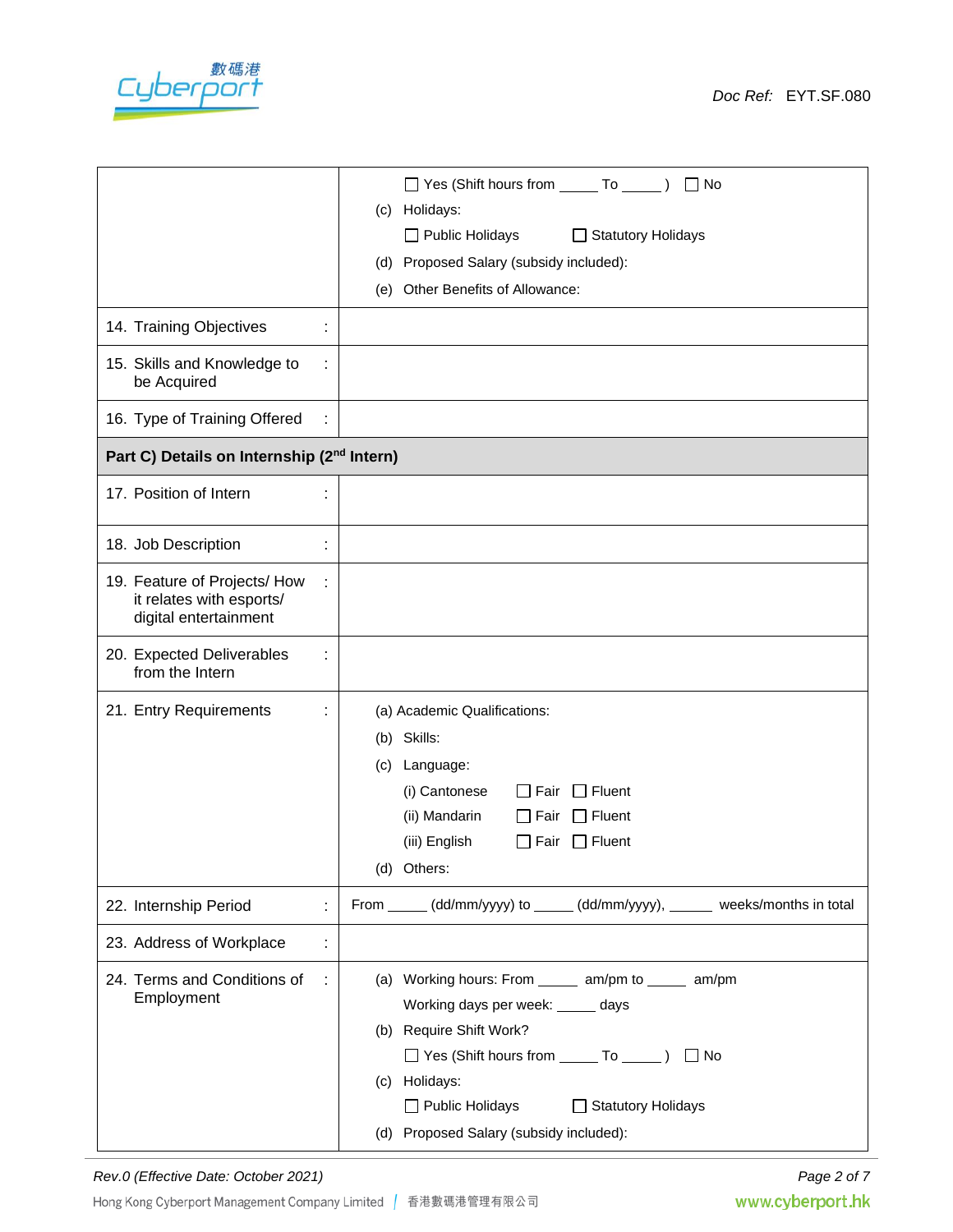| | |
|---|---|
| | ☐ Yes (Shift hours from _____ To _____ ) ☐ No<br>(c) Holidays:<br>☐ Public Holidays ☐ Statutory Holidays<br>(d) Proposed Salary (subsidy included):<br>(e) Other Benefits of Allowance: |
| 14. Training Objectives : | |
| 15. Skills and Knowledge to be Acquired : | |
| 16. Type of Training Offered : | |
| **Part C) Details on Internship (2nd Intern)** | |
| 17. Position of Intern : | |
| 18. Job Description : | |
| 19. Feature of Projects/ How it relates with esports/ digital entertainment : | |
| 20. Expected Deliverables from the Intern : | |
| 21. Entry Requirements : | (a) Academic Qualifications:<br>(b) Skills:<br>(c) Language:<br>(i) Cantonese ☐ Fair ☐ Fluent<br>(ii) Mandarin ☐ Fair ☐ Fluent<br>(iii) English ☐ Fair ☐ Fluent<br>(d) Others: |
| 22. Internship Period : | From _____ (dd/mm/yyyy) to _____ (dd/mm/yyyy), _____ weeks/months in total |
| 23. Address of Workplace : | |
| 24. Terms and Conditions of Employment : | (a) Working hours: From _____ am/pm to _____ am/pm<br>Working days per week: _____ days<br>(b) Require Shift Work?<br>☐ Yes (Shift hours from _____ To _____ ) ☐ No<br>(c) Holidays:<br>☐ Public Holidays ☐ Statutory Holidays<br>(d) Proposed Salary (subsidy included): |

*Rev.0 (Effective Date: October 2021)*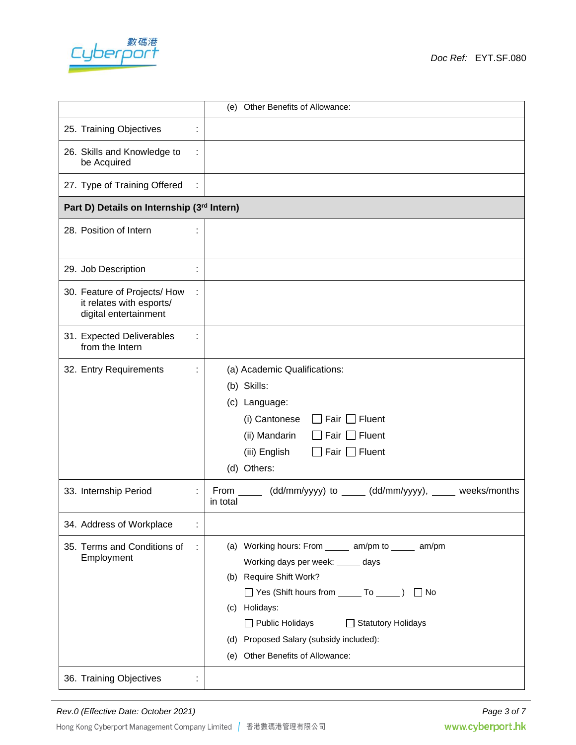| | |
|---|---|
| | (e) Other Benefits of Allowance: |
| 25. Training Objectives : | |
| 26. Skills and Knowledge to be Acquired : | |
| 27. Type of Training Offered : | |
| **Part D) Details on Internship (3rd Intern)** | |
| 28. Position of Intern : | |
| 29. Job Description : | |
| 30. Feature of Projects/ How it relates with esports/ digital entertainment : | |
| 31. Expected Deliverables from the Intern : | |
| 32. Entry Requirements : | (a) Academic Qualifications:<br>(b) Skills:<br>(c) Language:<br>(i) Cantonese ☐ Fair ☐ Fluent<br>(ii) Mandarin ☐ Fair ☐ Fluent<br>(iii) English ☐ Fair ☐ Fluent<br>(d) Others: |
| 33. Internship Period : | From ____ (dd/mm/yyyy) to ____ (dd/mm/yyyy), ____ weeks/months in total |
| 34. Address of Workplace : | |
| 35. Terms and Conditions of Employment : | (a) Working hours: From ____ am/pm to ____ am/pm<br>Working days per week: ____ days<br>(b) Require Shift Work?<br>☐ Yes (Shift hours from ____ To ____ ) ☐ No<br>(c) Holidays:<br>☐ Public Holidays ☐ Statutory Holidays<br>(d) Proposed Salary (subsidy included):<br>(e) Other Benefits of Allowance: |
| 36. Training Objectives : | |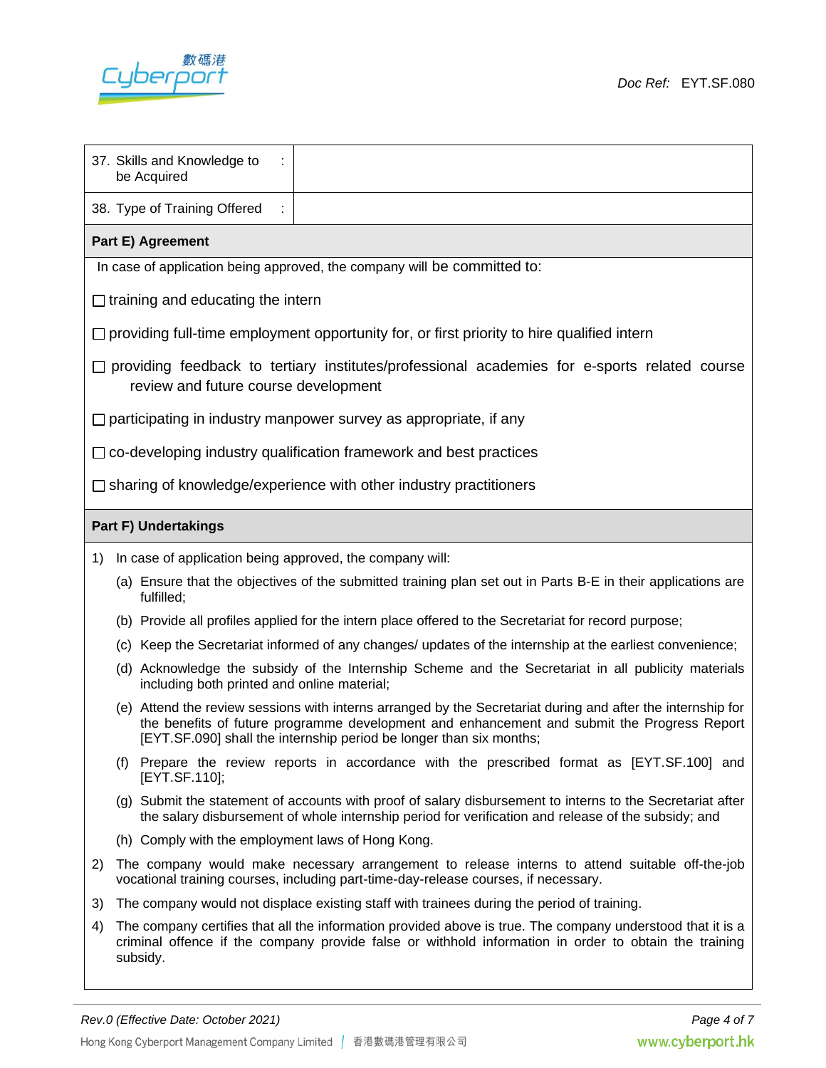| | |
|---|---|
| 37. Skills and Knowledge to be Acquired : | |
| 38. Type of Training Offered : | |

**Part E) Agreement**

In case of application being approved, the company will be committed to:

☐ training and educating the intern

☐ providing full-time employment opportunity for, or first priority to hire qualified intern

☐ providing feedback to tertiary institutes/professional academies for e-sports related course review and future course development

☐ participating in industry manpower survey as appropriate, if any

☐ co-developing industry qualification framework and best practices

☐ sharing of knowledge/experience with other industry practitioners

**Part F) Undertakings**

1) In case of application being approved, the company will:
   - (a) Ensure that the objectives of the submitted training plan set out in Parts B-E in their applications are fulfilled;
   - (b) Provide all profiles applied for the intern place offered to the Secretariat for record purpose;
   - (c) Keep the Secretariat informed of any changes/ updates of the internship at the earliest convenience;
   - (d) Acknowledge the subsidy of the Internship Scheme and the Secretariat in all publicity materials including both printed and online material;
   - (e) Attend the review sessions with interns arranged by the Secretariat during and after the internship for the benefits of future programme development and enhancement and submit the Progress Report [EYT.SF.090] shall the internship period be longer than six months;
   - (f) Prepare the review reports in accordance with the prescribed format as [EYT.SF.100] and [EYT.SF.110];
   - (g) Submit the statement of accounts with proof of salary disbursement to interns to the Secretariat after the salary disbursement of whole internship period for verification and release of the subsidy; and
   - (h) Comply with the employment laws of Hong Kong.
2) The company would make necessary arrangement to release interns to attend suitable off-the-job vocational training courses, including part-time-day-release courses, if necessary.
3) The company would not displace existing staff with trainees during the period of training.
4) The company certifies that all the information provided above is true. The company understood that it is a criminal offence if the company provide false or withhold information in order to obtain the training subsidy.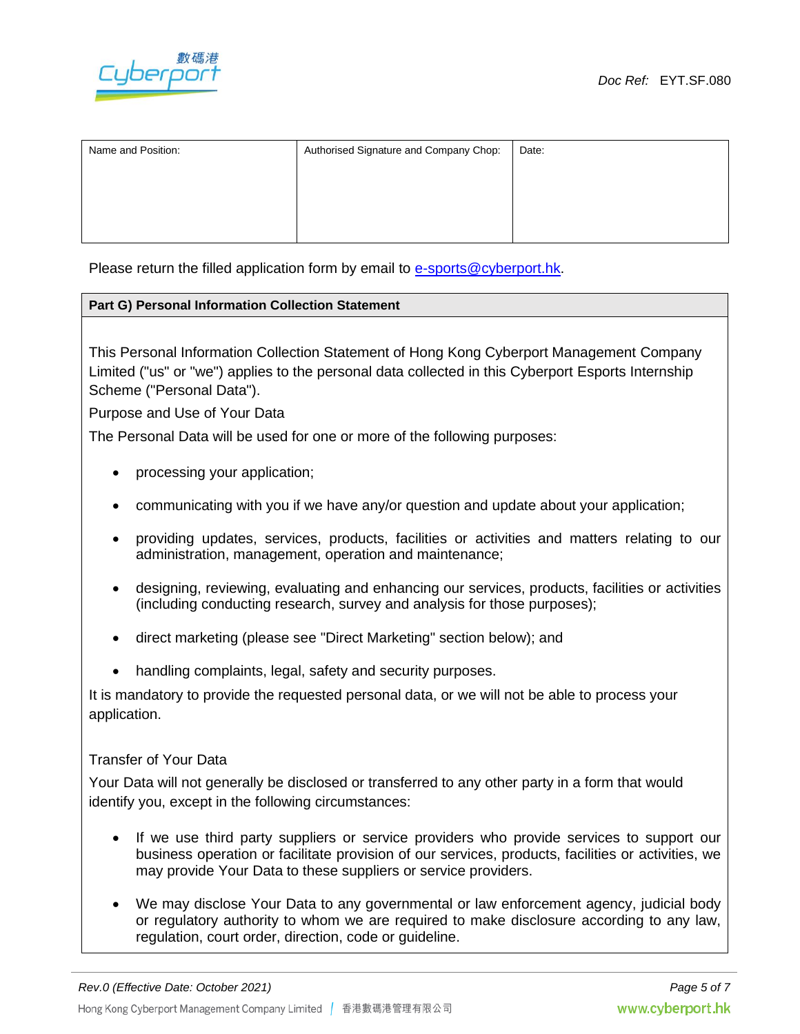| Name and Position: | Authorised Signature and Company Chop: | Date: |
|---|---|---|
| | | |

Please return the filled application form by email to e-sports@cyberport.hk.

**Part G) Personal Information Collection Statement**

This Personal Information Collection Statement of Hong Kong Cyberport Management Company Limited ("us" or "we") applies to the personal data collected in this Cyberport Esports Internship Scheme ("Personal Data").

Purpose and Use of Your Data

The Personal Data will be used for one or more of the following purposes:

- processing your application;
- communicating with you if we have any/or question and update about your application;
- providing updates, services, products, facilities or activities and matters relating to our administration, management, operation and maintenance;
- designing, reviewing, evaluating and enhancing our services, products, facilities or activities (including conducting research, survey and analysis for those purposes);
- direct marketing (please see "Direct Marketing" section below); and
- handling complaints, legal, safety and security purposes.

It is mandatory to provide the requested personal data, or we will not be able to process your application.

Transfer of Your Data

Your Data will not generally be disclosed or transferred to any other party in a form that would identify you, except in the following circumstances:

- If we use third party suppliers or service providers who provide services to support our business operation or facilitate provision of our services, products, facilities or activities, we may provide Your Data to these suppliers or service providers.
- We may disclose Your Data to any governmental or law enforcement agency, judicial body or regulatory authority to whom we are required to make disclosure according to any law, regulation, court order, direction, code or guideline.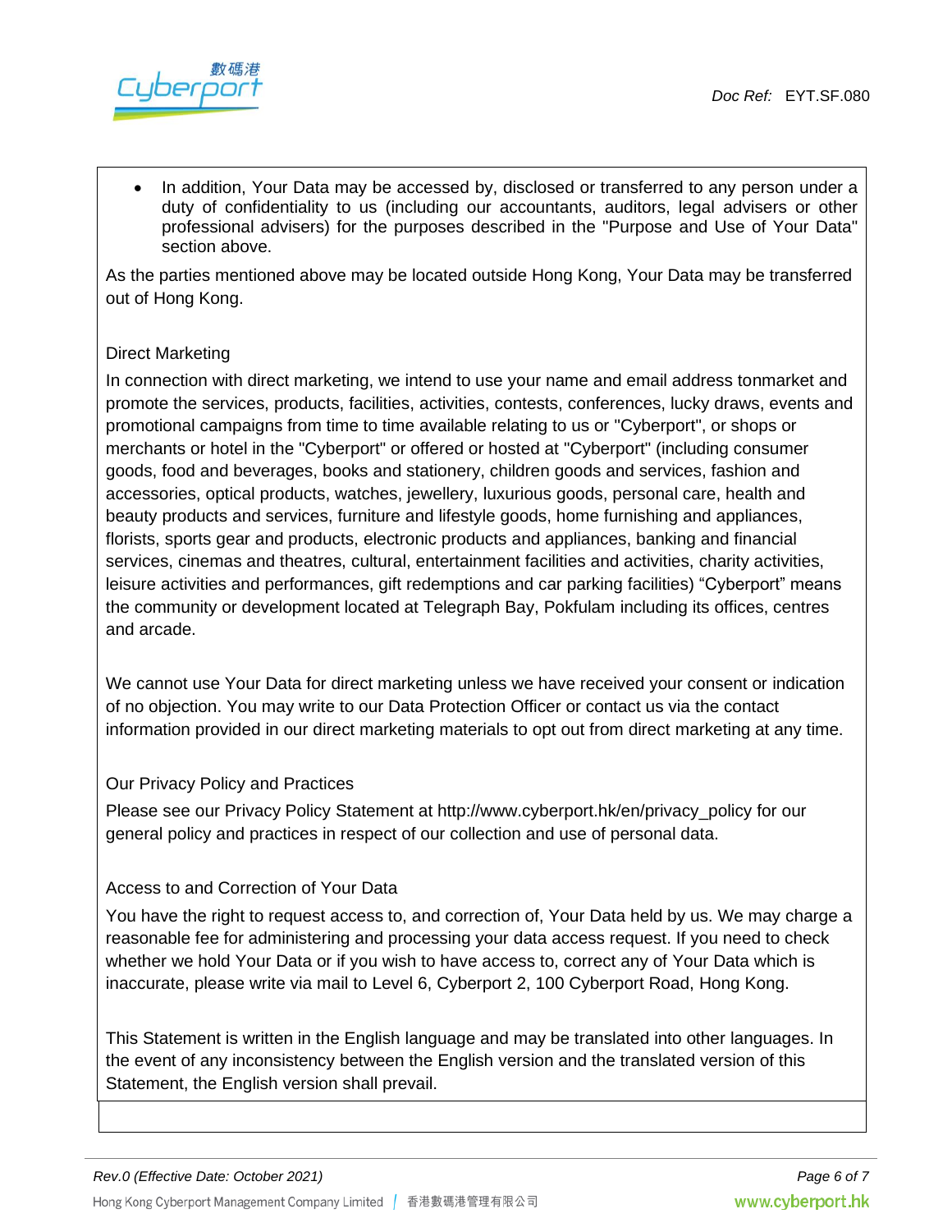- In addition, Your Data may be accessed by, disclosed or transferred to any person under a duty of confidentiality to us (including our accountants, auditors, legal advisers or other professional advisers) for the purposes described in the "Purpose and Use of Your Data" section above.

As the parties mentioned above may be located outside Hong Kong, Your Data may be transferred out of Hong Kong.

Direct Marketing

In connection with direct marketing, we intend to use your name and email address tonmarket and promote the services, products, facilities, activities, contests, conferences, lucky draws, events and promotional campaigns from time to time available relating to us or "Cyberport", or shops or merchants or hotel in the "Cyberport" or offered or hosted at "Cyberport" (including consumer goods, food and beverages, books and stationery, children goods and services, fashion and accessories, optical products, watches, jewellery, luxurious goods, personal care, health and beauty products and services, furniture and lifestyle goods, home furnishing and appliances, florists, sports gear and products, electronic products and appliances, banking and financial services, cinemas and theatres, cultural, entertainment facilities and activities, charity activities, leisure activities and performances, gift redemptions and car parking facilities) “Cyberport” means the community or development located at Telegraph Bay, Pokfulam including its offices, centres and arcade.

We cannot use Your Data for direct marketing unless we have received your consent or indication of no objection. You may write to our Data Protection Officer or contact us via the contact information provided in our direct marketing materials to opt out from direct marketing at any time.

Our Privacy Policy and Practices

Please see our Privacy Policy Statement at http://www.cyberport.hk/en/privacy_policy for our general policy and practices in respect of our collection and use of personal data.

Access to and Correction of Your Data

You have the right to request access to, and correction of, Your Data held by us. We may charge a reasonable fee for administering and processing your data access request. If you need to check whether we hold Your Data or if you wish to have access to, correct any of Your Data which is inaccurate, please write via mail to Level 6, Cyberport 2, 100 Cyberport Road, Hong Kong.

This Statement is written in the English language and may be translated into other languages. In the event of any inconsistency between the English version and the translated version of this Statement, the English version shall prevail.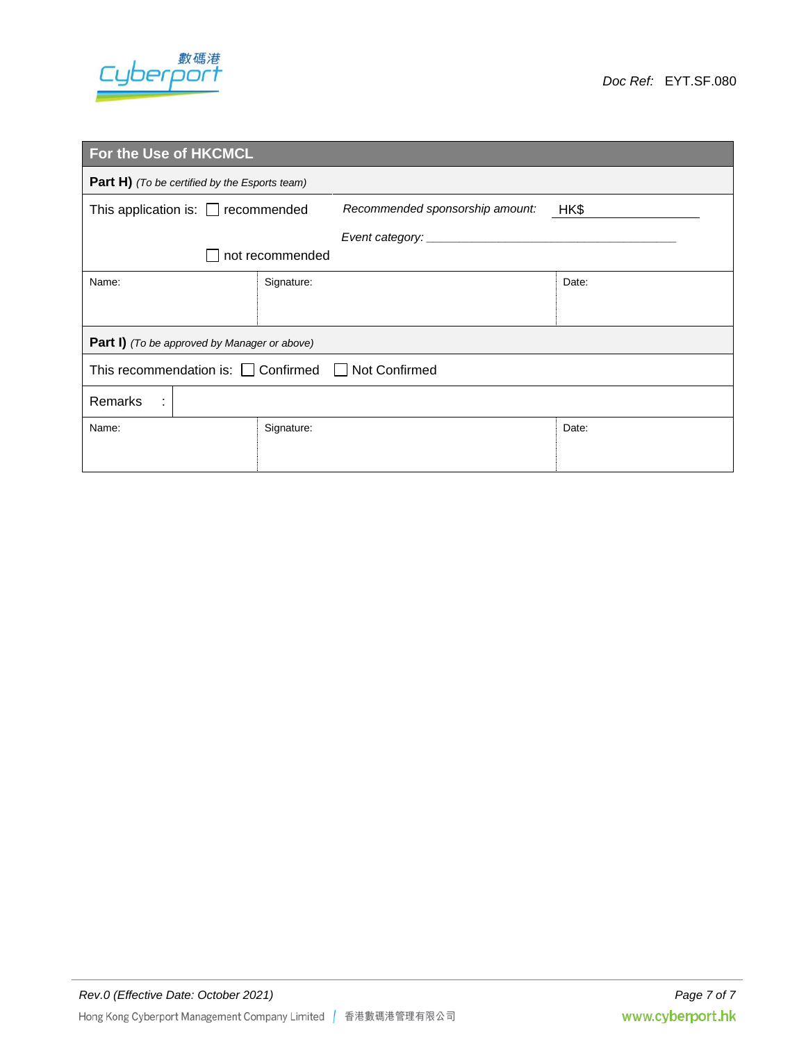## For the Use of HKCMCL

**Part H)** *(To be certified by the Esports team)*

| | | |
|---|---|---|
| This application is: ☐ recommended ☐ not recommended | *Recommended sponsorship amount:* HK$ ________ *Event category:* ________ | |
| Name: | Signature: | Date: |

**Part I)** *(To be approved by Manager or above)*

This recommendation is: ☐ Confirmed ☐ Not Confirmed

| | | |
|---|---|---|
| Remarks : | | |
| Name: | Signature: | Date: |

Rev.0 (Effective Date: October 2021)

Hong Kong Cyberport Management Company Limited | 香港數碼港管理有限公司